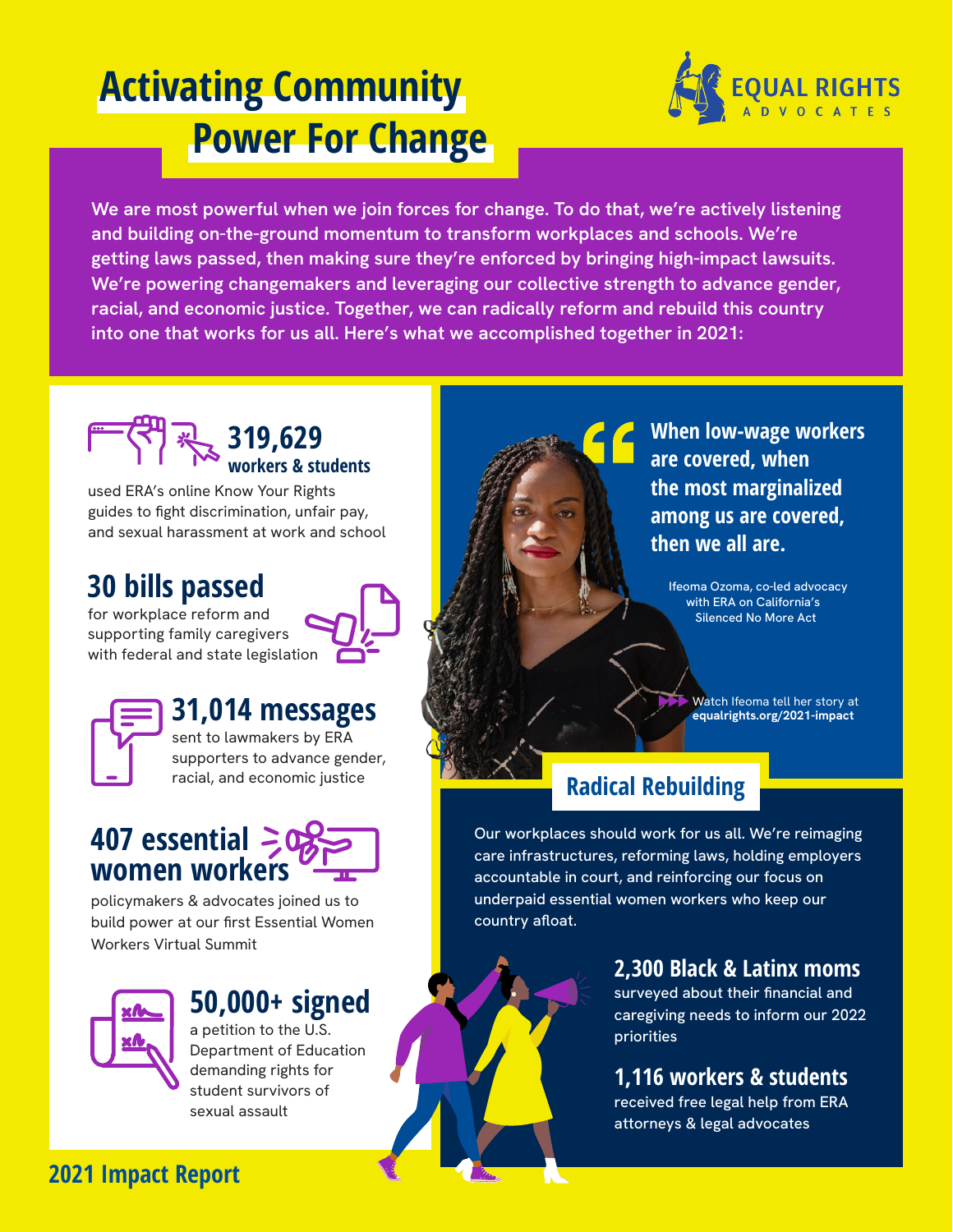# Activating Community Power For Change

EQUAL RIGHTS ADVOCATES

We are most powerful when we join forces for change. To do that, we're actively listening and building on-the-ground momentum to transform workplaces and schools. We're getting laws passed, then making sure they're enforced by bringing high-impact lawsuits. We're powering changemakers and leveraging our collective strength to advance gender, racial, and economic justice. Together, we can radically reform and rebuild this country into one that works for us all. Here's what we accomplished together in 2021:

**319,629 workers & students**
used ERA's online Know Your Rights guides to fight discrimination, unfair pay, and sexual harassment at work and school

**30 bills passed**
for workplace reform and supporting family caregivers with federal and state legislation

**31,014 messages**
sent to lawmakers by ERA supporters to advance gender, racial, and economic justice

**407 essential women workers**
policymakers & advocates joined us to build power at our first Essential Women Workers Virtual Summit

**50,000+ signed**
a petition to the U.S. Department of Education demanding rights for student survivors of sexual assault

> "When low-wage workers are covered, when the most marginalized among us are covered, then we all are."

Ifeoma Ozoma, co-led advocacy with ERA on California's Silenced No More Act

Watch Ifeoma tell her story at **equalrights.org/2021-impact**

## Radical Rebuilding

Our workplaces should work for us all. We're reimaging care infrastructures, reforming laws, holding employers accountable in court, and reinforcing our focus on underpaid essential women workers who keep our country afloat.

**2,300 Black & Latinx moms**
surveyed about their financial and caregiving needs to inform our 2022 priorities

**1,116 workers & students**
received free legal help from ERA attorneys & legal advocates

2021 Impact Report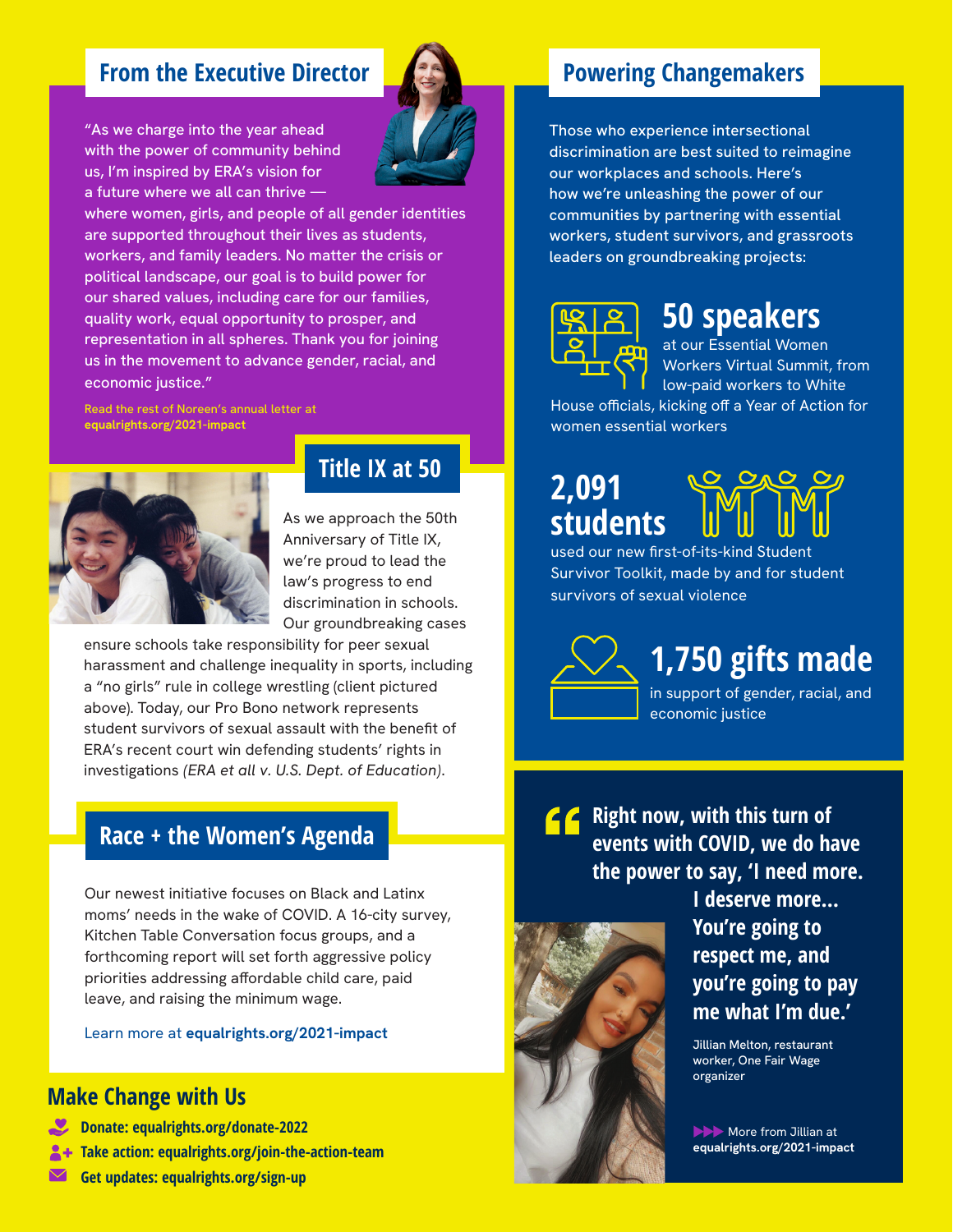## From the Executive Director

"As we charge into the year ahead with the power of community behind us, I'm inspired by ERA's vision for a future where we all can thrive — where women, girls, and people of all gender identities are supported throughout their lives as students, workers, and family leaders. No matter the crisis or political landscape, our goal is to build power for our shared values, including care for our families, quality work, equal opportunity to prosper, and representation in all spheres. Thank you for joining us in the movement to advance gender, racial, and economic justice."

Read the rest of Noreen's annual letter at **equalrights.org/2021-impact**

## Title IX at 50

As we approach the 50th Anniversary of Title IX, we're proud to lead the law's progress to end discrimination in schools. Our groundbreaking cases ensure schools take responsibility for peer sexual harassment and challenge inequality in sports, including a "no girls" rule in college wrestling (client pictured above). Today, our Pro Bono network represents student survivors of sexual assault with the benefit of ERA's recent court win defending students' rights in investigations *(ERA et all v. U.S. Dept. of Education)*.

## Race + the Women's Agenda

Our newest initiative focuses on Black and Latinx moms' needs in the wake of COVID. A 16-city survey, Kitchen Table Conversation focus groups, and a forthcoming report will set forth aggressive policy priorities addressing affordable child care, paid leave, and raising the minimum wage.

Learn more at **equalrights.org/2021-impact**

## Make Change with Us

- **Donate: equalrights.org/donate-2022**
- **Take action: equalrights.org/join-the-action-team**
- **Get updates: equalrights.org/sign-up**

## Powering Changemakers

Those who experience intersectional discrimination are best suited to reimagine our workplaces and schools. Here's how we're unleashing the power of our communities by partnering with essential workers, student survivors, and grassroots leaders on groundbreaking projects:

**50 speakers** at our Essential Women Workers Virtual Summit, from low-paid workers to White House officials, kicking off a Year of Action for women essential workers

**2,091 students** used our new first-of-its-kind Student Survivor Toolkit, made by and for student survivors of sexual violence

**1,750 gifts made** in support of gender, racial, and economic justice

> **"Right now, with this turn of events with COVID, we do have the power to say, 'I need more. I deserve more... You're going to respect me, and you're going to pay me what I'm due.'**

Jillian Melton, restaurant worker, One Fair Wage organizer

More from Jillian at **equalrights.org/2021-impact**